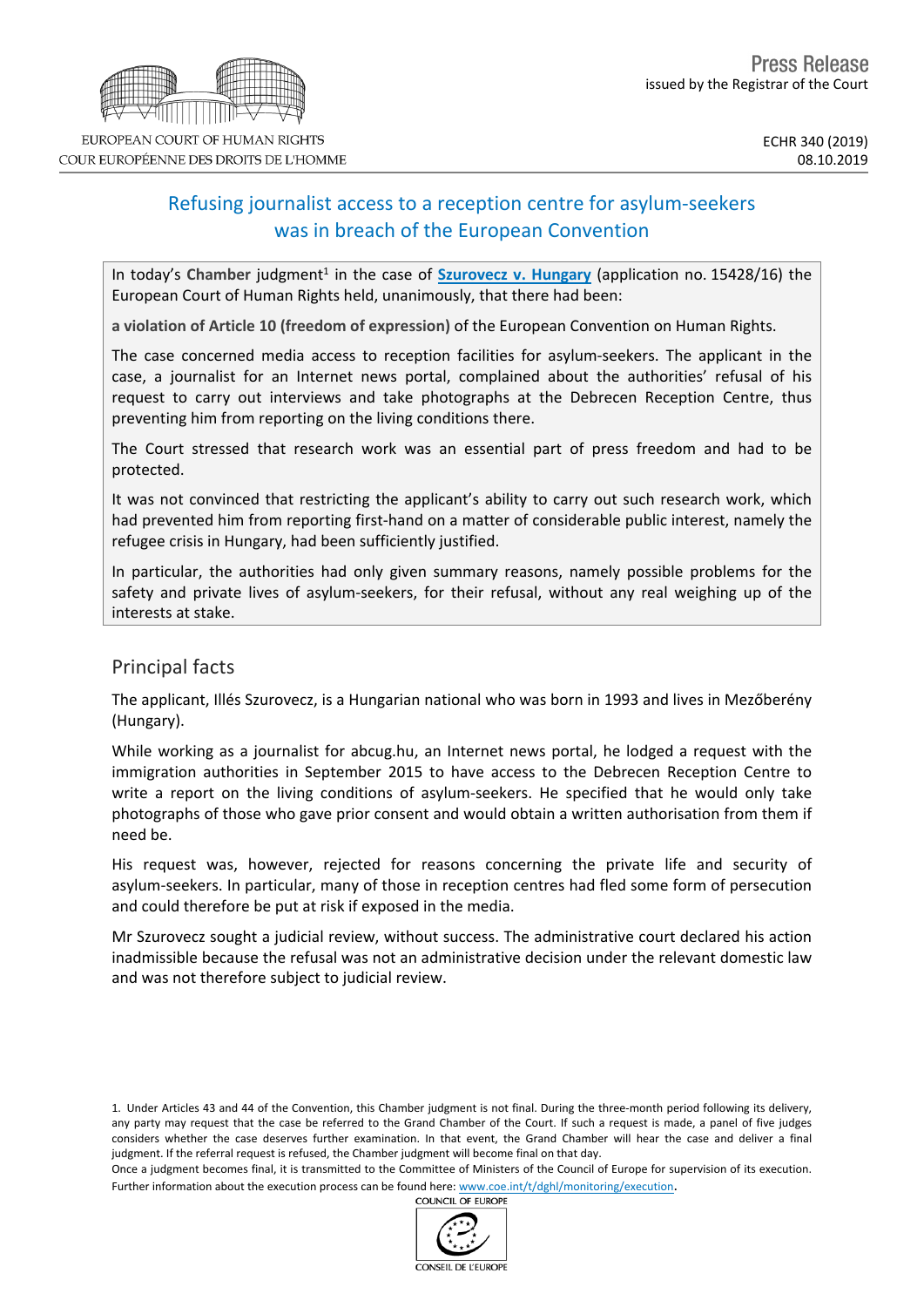EUROPEAN COURT OF HUMAN RIGHTS
COUR EUROPÉENNE DES DROITS DE L'HOMME

Press Release
issued by the Registrar of the Court

ECHR 340 (2019)
08.10.2019

# Refusing journalist access to a reception centre for asylum-seekers was in breach of the European Convention

In today's **Chamber** judgment[1] in the case of **Szurovecz v. Hungary** (application no. 15428/16) the European Court of Human Rights held, unanimously, that there had been:

**a violation of Article 10 (freedom of expression)** of the European Convention on Human Rights.

The case concerned media access to reception facilities for asylum-seekers. The applicant in the case, a journalist for an Internet news portal, complained about the authorities' refusal of his request to carry out interviews and take photographs at the Debrecen Reception Centre, thus preventing him from reporting on the living conditions there.

The Court stressed that research work was an essential part of press freedom and had to be protected.

It was not convinced that restricting the applicant's ability to carry out such research work, which had prevented him from reporting first-hand on a matter of considerable public interest, namely the refugee crisis in Hungary, had been sufficiently justified.

In particular, the authorities had only given summary reasons, namely possible problems for the safety and private lives of asylum-seekers, for their refusal, without any real weighing up of the interests at stake.

## Principal facts

The applicant, Illés Szurovecz, is a Hungarian national who was born in 1993 and lives in Mezőberény (Hungary).

While working as a journalist for abcug.hu, an Internet news portal, he lodged a request with the immigration authorities in September 2015 to have access to the Debrecen Reception Centre to write a report on the living conditions of asylum-seekers. He specified that he would only take photographs of those who gave prior consent and would obtain a written authorisation from them if need be.

His request was, however, rejected for reasons concerning the private life and security of asylum-seekers. In particular, many of those in reception centres had fled some form of persecution and could therefore be put at risk if exposed in the media.

Mr Szurovecz sought a judicial review, without success. The administrative court declared his action inadmissible because the refusal was not an administrative decision under the relevant domestic law and was not therefore subject to judicial review.

1. Under Articles 43 and 44 of the Convention, this Chamber judgment is not final. During the three-month period following its delivery, any party may request that the case be referred to the Grand Chamber of the Court. If such a request is made, a panel of five judges considers whether the case deserves further examination. In that event, the Grand Chamber will hear the case and deliver a final judgment. If the referral request is refused, the Chamber judgment will become final on that day.
Once a judgment becomes final, it is transmitted to the Committee of Ministers of the Council of Europe for supervision of its execution. Further information about the execution process can be found here: www.coe.int/t/dghl/monitoring/execution.

COUNCIL OF EUROPE
CONSEIL DE L'EUROPE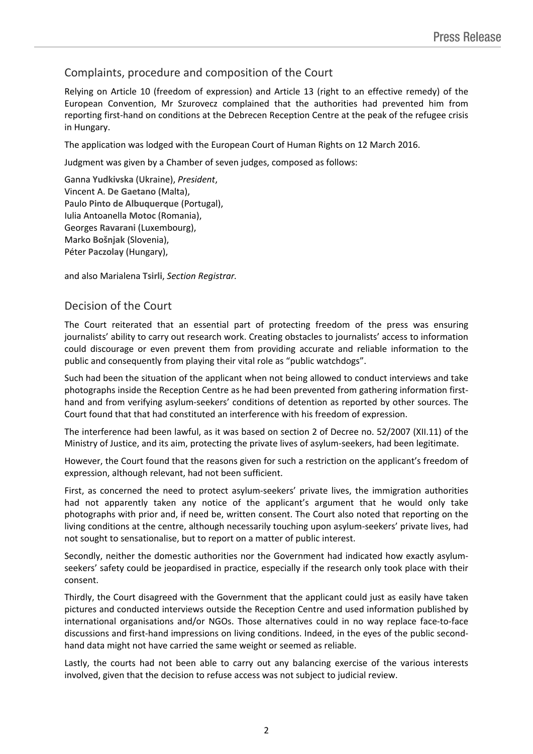## Complaints, procedure and composition of the Court

Relying on Article 10 (freedom of expression) and Article 13 (right to an effective remedy) of the European Convention, Mr Szurovecz complained that the authorities had prevented him from reporting first-hand on conditions at the Debrecen Reception Centre at the peak of the refugee crisis in Hungary.

The application was lodged with the European Court of Human Rights on 12 March 2016.

Judgment was given by a Chamber of seven judges, composed as follows:

Ganna **Yudkivska** (Ukraine), *President*,
Vincent A. **De Gaetano** (Malta),
Paulo **Pinto de Albuquerque** (Portugal),
Iulia Antoanella **Motoc** (Romania),
Georges **Ravarani** (Luxembourg),
Marko **Bošnjak** (Slovenia),
Péter **Paczolay** (Hungary),

and also Marialena **Tsirli**, *Section Registrar*.

## Decision of the Court

The Court reiterated that an essential part of protecting freedom of the press was ensuring journalists' ability to carry out research work. Creating obstacles to journalists' access to information could discourage or even prevent them from providing accurate and reliable information to the public and consequently from playing their vital role as "public watchdogs".

Such had been the situation of the applicant when not being allowed to conduct interviews and take photographs inside the Reception Centre as he had been prevented from gathering information first-hand and from verifying asylum-seekers' conditions of detention as reported by other sources. The Court found that that had constituted an interference with his freedom of expression.

The interference had been lawful, as it was based on section 2 of Decree no. 52/2007 (XII.11) of the Ministry of Justice, and its aim, protecting the private lives of asylum-seekers, had been legitimate.

However, the Court found that the reasons given for such a restriction on the applicant's freedom of expression, although relevant, had not been sufficient.

First, as concerned the need to protect asylum-seekers' private lives, the immigration authorities had not apparently taken any notice of the applicant's argument that he would only take photographs with prior and, if need be, written consent. The Court also noted that reporting on the living conditions at the centre, although necessarily touching upon asylum-seekers' private lives, had not sought to sensationalise, but to report on a matter of public interest.

Secondly, neither the domestic authorities nor the Government had indicated how exactly asylum-seekers' safety could be jeopardised in practice, especially if the research only took place with their consent.

Thirdly, the Court disagreed with the Government that the applicant could just as easily have taken pictures and conducted interviews outside the Reception Centre and used information published by international organisations and/or NGOs. Those alternatives could in no way replace face-to-face discussions and first-hand impressions on living conditions. Indeed, in the eyes of the public second-hand data might not have carried the same weight or seemed as reliable.

Lastly, the courts had not been able to carry out any balancing exercise of the various interests involved, given that the decision to refuse access was not subject to judicial review.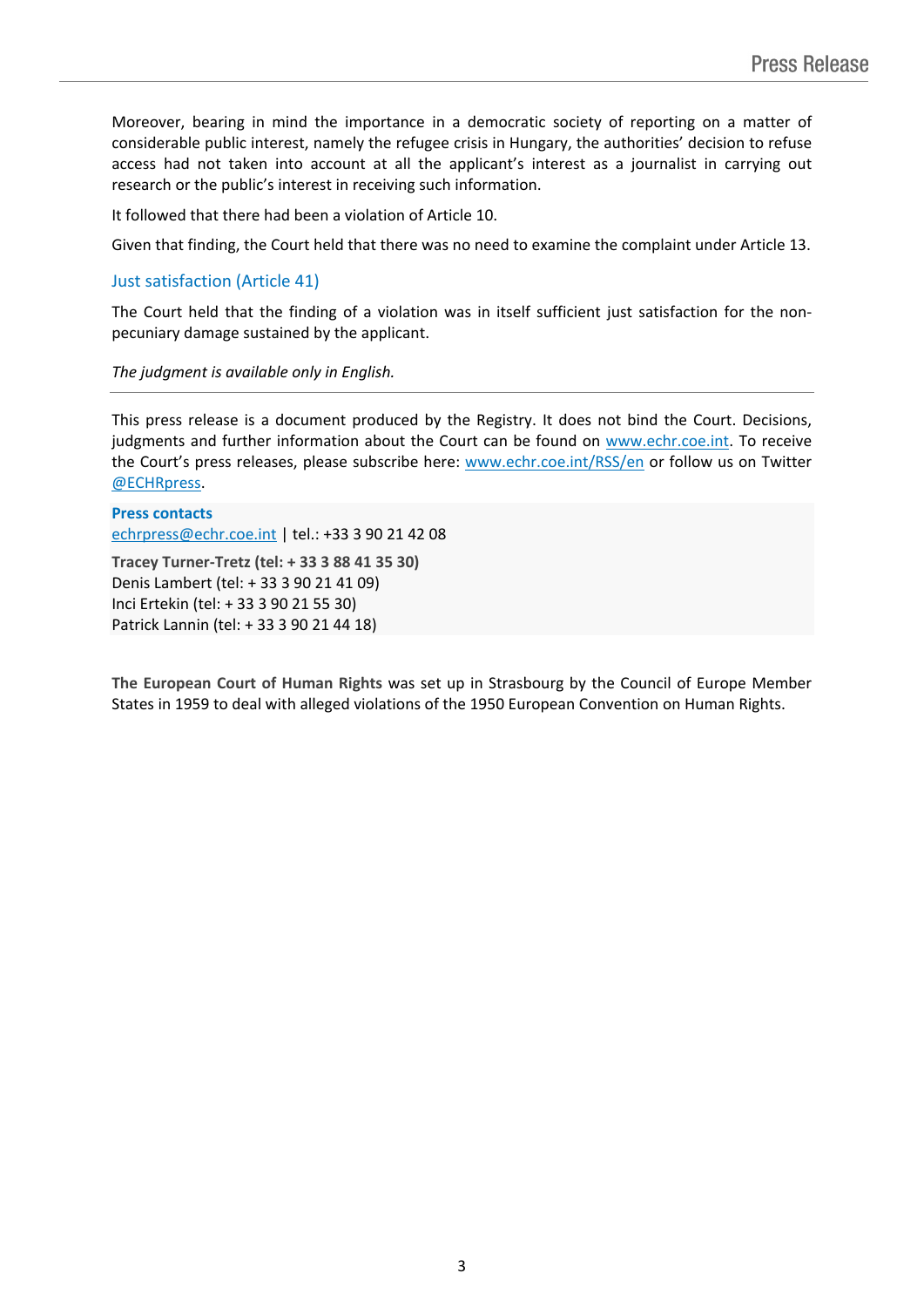Moreover, bearing in mind the importance in a democratic society of reporting on a matter of considerable public interest, namely the refugee crisis in Hungary, the authorities' decision to refuse access had not taken into account at all the applicant's interest as a journalist in carrying out research or the public's interest in receiving such information.

It followed that there had been a violation of Article 10.

Given that finding, the Court held that there was no need to examine the complaint under Article 13.

## Just satisfaction (Article 41)

The Court held that the finding of a violation was in itself sufficient just satisfaction for the non-pecuniary damage sustained by the applicant.

*The judgment is available only in English.*

---

This press release is a document produced by the Registry. It does not bind the Court. Decisions, judgments and further information about the Court can be found on www.echr.coe.int. To receive the Court's press releases, please subscribe here: www.echr.coe.int/RSS/en or follow us on Twitter @ECHRpress.

**Press contacts**
echrpress@echr.coe.int | tel.: +33 3 90 21 42 08

**Tracey Turner-Tretz (tel: + 33 3 88 41 35 30)**
Denis Lambert (tel: + 33 3 90 21 41 09)
Inci Ertekin (tel: + 33 3 90 21 55 30)
Patrick Lannin (tel: + 33 3 90 21 44 18)

**The European Court of Human Rights** was set up in Strasbourg by the Council of Europe Member States in 1959 to deal with alleged violations of the 1950 European Convention on Human Rights.